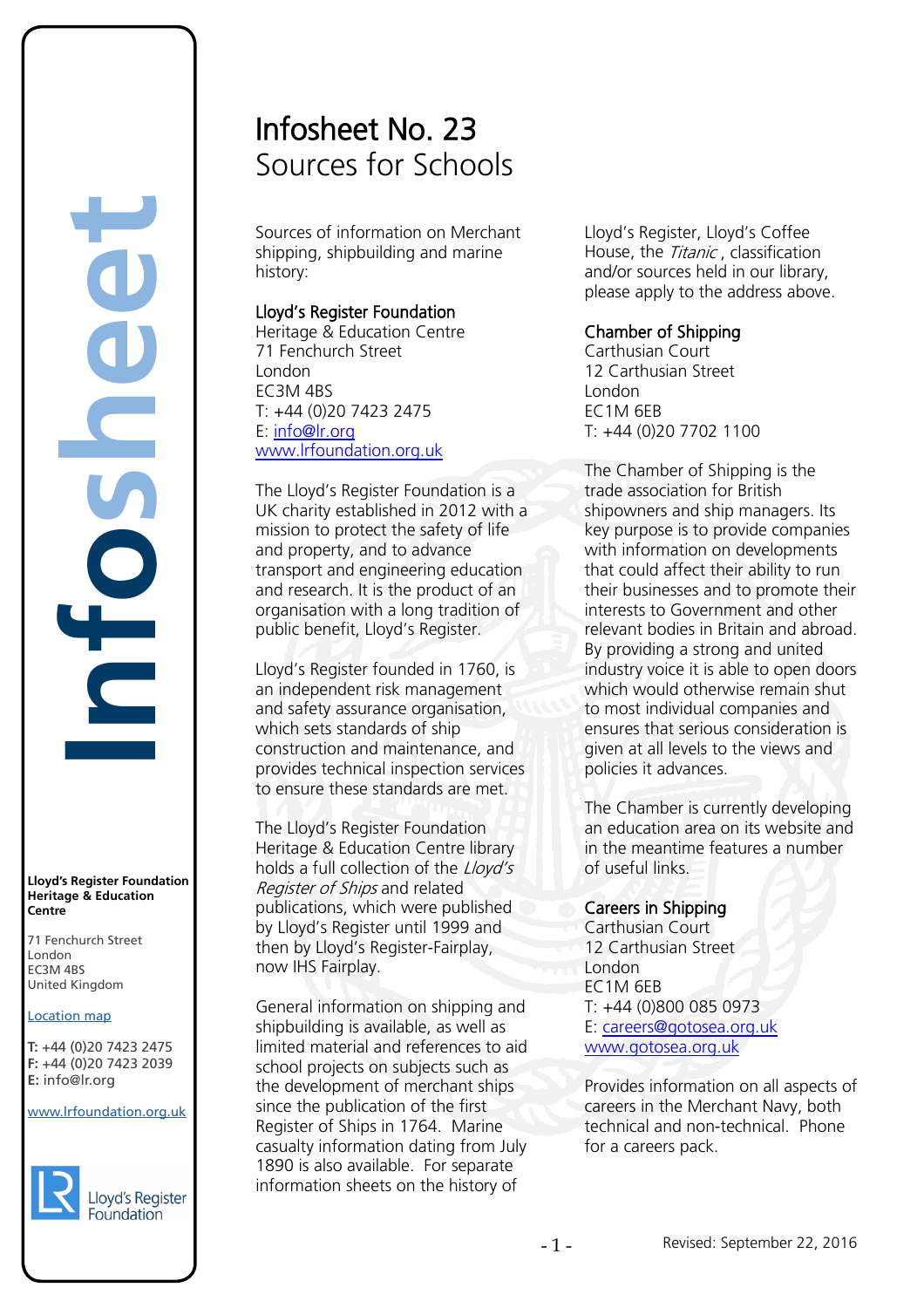# Infosheet No. 23
## Sources for Schools

Sources of information on Merchant shipping, shipbuilding and marine history:

### Lloyd's Register Foundation

Heritage & Education Centre
71 Fenchurch Street
London
EC3M 4BS
T: +44 (0)20 7423 2475
E: info@lr.org
www.lrfoundation.org.uk

The Lloyd's Register Foundation is a UK charity established in 2012 with a mission to protect the safety of life and property, and to advance transport and engineering education and research. It is the product of an organisation with a long tradition of public benefit, Lloyd's Register.

Lloyd's Register founded in 1760, is an independent risk management and safety assurance organisation, which sets standards of ship construction and maintenance, and provides technical inspection services to ensure these standards are met.

The Lloyd's Register Foundation Heritage & Education Centre library holds a full collection of the *Lloyd's Register of Ships* and related publications, which were published by Lloyd's Register until 1999 and then by Lloyd's Register-Fairplay, now IHS Fairplay.

General information on shipping and shipbuilding is available, as well as limited material and references to aid school projects on subjects such as the development of merchant ships since the publication of the first Register of Ships in 1764. Marine casualty information dating from July 1890 is also available. For separate information sheets on the history of Lloyd's Register, Lloyd's Coffee House, the *Titanic*, classification and/or sources held in our library, please apply to the address above.

### Chamber of Shipping

Carthusian Court
12 Carthusian Street
London
EC1M 6EB
T: +44 (0)20 7702 1100

The Chamber of Shipping is the trade association for British shipowners and ship managers. Its key purpose is to provide companies with information on developments that could affect their ability to run their businesses and to promote their interests to Government and other relevant bodies in Britain and abroad. By providing a strong and united industry voice it is able to open doors which would otherwise remain shut to most individual companies and ensures that serious consideration is given at all levels to the views and policies it advances.

The Chamber is currently developing an education area on its website and in the meantime features a number of useful links.

### Careers in Shipping

Carthusian Court
12 Carthusian Street
London
EC1M 6EB
T: +44 (0)800 085 0973
E: careers@gotosea.org.uk
www.gotosea.org.uk

Provides information on all aspects of careers in the Merchant Navy, both technical and non-technical. Phone for a careers pack.

---

**Lloyd's Register Foundation Heritage & Education Centre**

71 Fenchurch Street
London
EC3M 4BS
United Kingdom

Location map

**T:** +44 (0)20 7423 2475
**F:** +44 (0)20 7423 2039
**E:** info@lr.org

www.lrfoundation.org.uk

Lloyd's Register Foundation

Revised: September 22, 2016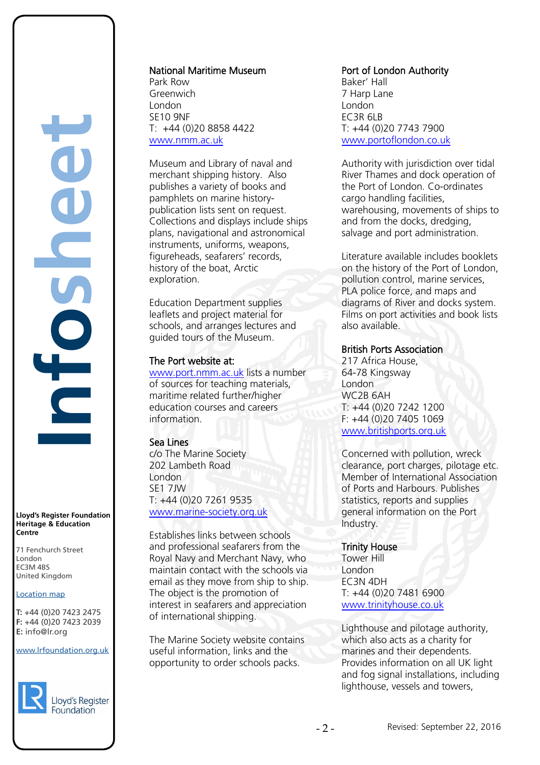**Infosheet**

**Lloyd's Register Foundation Heritage & Education Centre**

71 Fenchurch Street
London
EC3M 4BS
United Kingdom

Location map

**T:** +44 (0)20 7423 2475
**F:** +44 (0)20 7423 2039
**E:** info@lr.org

www.lrfoundation.org.uk

Lloyd's Register Foundation

## National Maritime Museum

Park Row
Greenwich
London
SE10 9NF
T: +44 (0)20 8858 4422
www.nmm.ac.uk

Museum and Library of naval and merchant shipping history. Also publishes a variety of books and pamphlets on marine history-publication lists sent on request. Collections and displays include ships plans, navigational and astronomical instruments, uniforms, weapons, figureheads, seafarers' records, history of the boat, Arctic exploration.

Education Department supplies leaflets and project material for schools, and arranges lectures and guided tours of the Museum.

## The Port website at:

www.port.nmm.ac.uk lists a number of sources for teaching materials, maritime related further/higher education courses and careers information.

## Sea Lines

c/o The Marine Society
202 Lambeth Road
London
SE1 7JW
T: +44 (0)20 7261 9535
www.marine-society.org.uk

Establishes links between schools and professional seafarers from the Royal Navy and Merchant Navy, who maintain contact with the schools via email as they move from ship to ship. The object is the promotion of interest in seafarers and appreciation of international shipping.

The Marine Society website contains useful information, links and the opportunity to order schools packs.

## Port of London Authority

Baker' Hall
7 Harp Lane
London
EC3R 6LB
T: +44 (0)20 7743 7900
www.portoflondon.co.uk

Authority with jurisdiction over tidal River Thames and dock operation of the Port of London. Co-ordinates cargo handling facilities, warehousing, movements of ships to and from the docks, dredging, salvage and port administration.

Literature available includes booklets on the history of the Port of London, pollution control, marine services, PLA police force, and maps and diagrams of River and docks system. Films on port activities and book lists also available.

## British Ports Association

217 Africa House,
64-78 Kingsway
London
WC2B 6AH
T: +44 (0)20 7242 1200
F: +44 (0)20 7405 1069
www.britishports.org.uk

Concerned with pollution, wreck clearance, port charges, pilotage etc. Member of International Association of Ports and Harbours. Publishes statistics, reports and supplies general information on the Port Industry.

## Trinity House

Tower Hill
London
EC3N 4DH
T: +44 (0)20 7481 6900
www.trinityhouse.co.uk

Lighthouse and pilotage authority, which also acts as a charity for marines and their dependents. Provides information on all UK light and fog signal installations, including lighthouse, vessels and towers,

Revised: September 22, 2016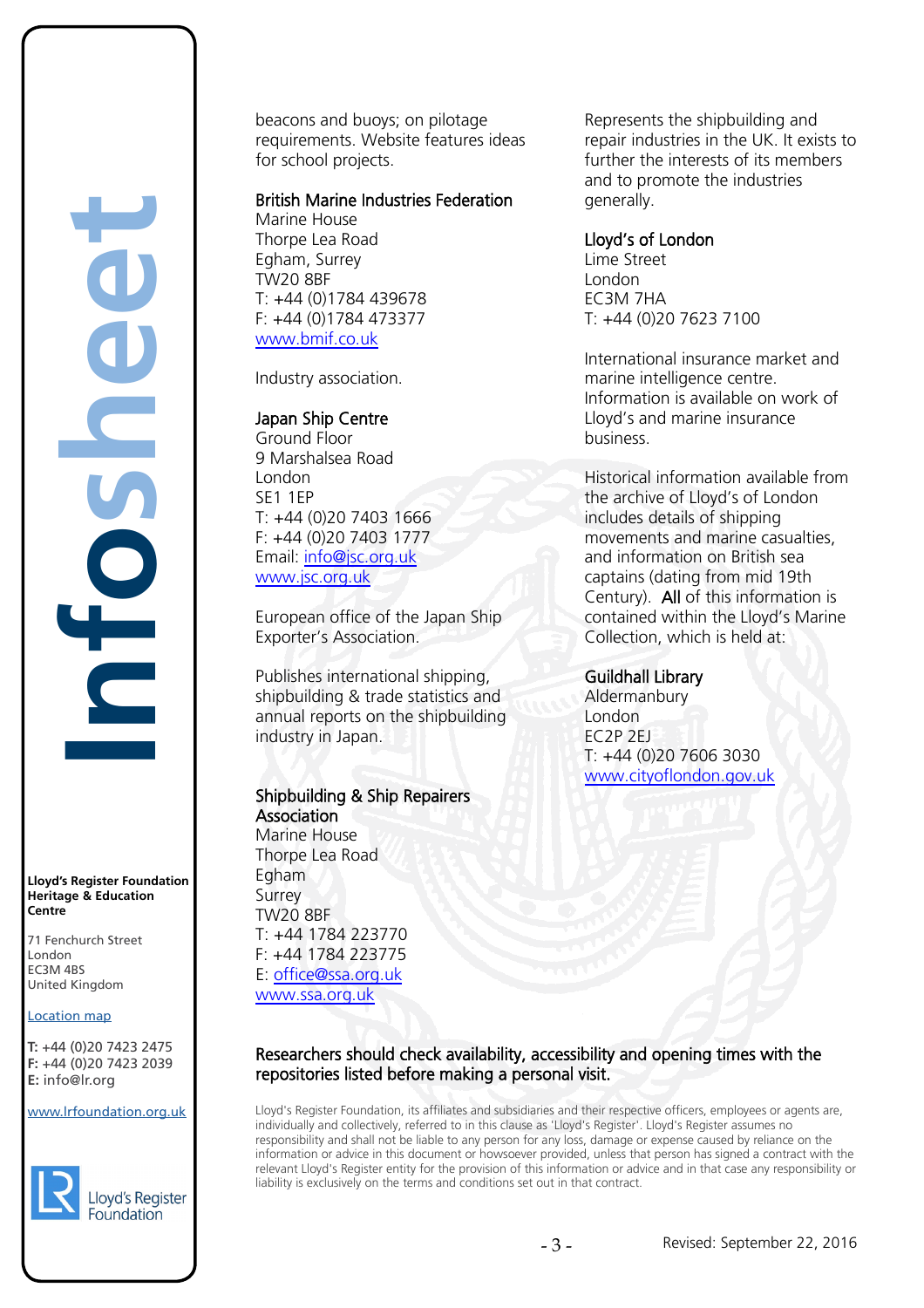beacons and buoys; on pilotage requirements. Website features ideas for school projects.

### British Marine Industries Federation

Marine House
Thorpe Lea Road
Egham, Surrey
TW20 8BF
T: +44 (0)1784 439678
F: +44 (0)1784 473377
www.bmif.co.uk

Industry association.

### Japan Ship Centre

Ground Floor
9 Marshalsea Road
London
SE1 1EP
T: +44 (0)20 7403 1666
F: +44 (0)20 7403 1777
Email: info@jsc.org.uk
www.jsc.org.uk

European office of the Japan Ship Exporter's Association.

Publishes international shipping, shipbuilding & trade statistics and annual reports on the shipbuilding industry in Japan.

### Shipbuilding & Ship Repairers Association

Marine House
Thorpe Lea Road
Egham
Surrey
TW20 8BF
T: +44 1784 223770
F: +44 1784 223775
E: office@ssa.org.uk
www.ssa.org.uk

Represents the shipbuilding and repair industries in the UK. It exists to further the interests of its members and to promote the industries generally.

### Lloyd's of London

Lime Street
London
EC3M 7HA
T: +44 (0)20 7623 7100

International insurance market and marine intelligence centre. Information is available on work of Lloyd's and marine insurance business.

Historical information available from the archive of Lloyd's of London includes details of shipping movements and marine casualties, and information on British sea captains (dating from mid 19th Century). All of this information is contained within the Lloyd's Marine Collection, which is held at:

### Guildhall Library

Aldermanbury
London
EC2P 2EJ
T: +44 (0)20 7606 3030
www.cityoflondon.gov.uk

**Researchers should check availability, accessibility and opening times with the repositories listed before making a personal visit.**

Lloyd's Register Foundation, its affiliates and subsidiaries and their respective officers, employees or agents are, individually and collectively, referred to in this clause as 'Lloyd's Register'. Lloyd's Register assumes no responsibility and shall not be liable to any person for any loss, damage or expense caused by reliance on the information or advice in this document or howsoever provided, unless that person has signed a contract with the relevant Lloyd's Register entity for the provision of this information or advice and in that case any responsibility or liability is exclusively on the terms and conditions set out in that contract.

Revised: September 22, 2016

**Lloyd's Register Foundation Heritage & Education Centre**

71 Fenchurch Street
London
EC3M 4BS
United Kingdom

Location map

**T:** +44 (0)20 7423 2475
**F:** +44 (0)20 7423 2039
**E:** info@lr.org

www.lrfoundation.org.uk